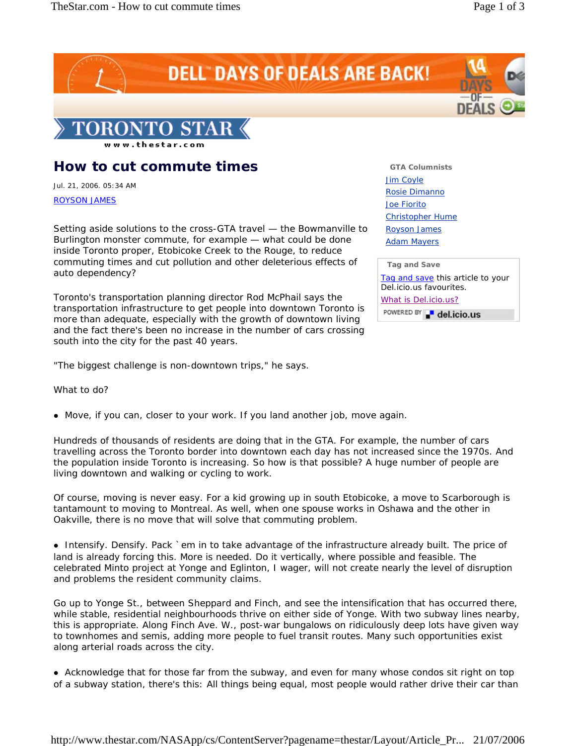# How to cut commute times

Jul. 21, 2006. 05:34 AM

ROYSON JAMES

Setting aside solutions to the cross-GTA travel — the Bowmanville to Burlington monster commute, for example — what could be done inside Toronto proper, Etobicoke Creek to the Rouge, to reduce commuting times and cut pollution and other deleterious effects of auto dependency?

Toronto's transportation planning director Rod McPhail says the transportation infrastructure to get people into downtown Toronto is more than adequate, especially with the growth of downtown living and the fact there's been no increase in the number of cars crossing south into the city for the past 40 years.

"The biggest challenge is non-downtown trips," he says.

What to do?

- Move, if you can, closer to your work. If you land another job, move again.

Hundreds of thousands of residents are doing that in the GTA. For example, the number of cars travelling across the Toronto border into downtown each day has not increased since the 1970s. And the population inside Toronto is increasing. So how is that possible? A huge number of people are living downtown and walking or cycling to work.

Of course, moving is never easy. For a kid growing up in south Etobicoke, a move to Scarborough is tantamount to moving to Montreal. As well, when one spouse works in Oshawa and the other in Oakville, there is no move that will solve that commuting problem.

- Intensify. Densify. Pack `em in to take advantage of the infrastructure already built. The price of land is already forcing this. More is needed. Do it vertically, where possible and feasible. The celebrated Minto project at Yonge and Eglinton, I wager, will not create nearly the level of disruption and problems the resident community claims.

Go up to Yonge St., between Sheppard and Finch, and see the intensification that has occurred there, while stable, residential neighbourhoods thrive on either side of Yonge. With two subway lines nearby, this is appropriate. Along Finch Ave. W., post-war bungalows on ridiculously deep lots have given way to townhomes and semis, adding more people to fuel transit routes. Many such opportunities exist along arterial roads across the city.

- Acknowledge that for those far from the subway, and even for many whose condos sit right on top of a subway station, there's this: All things being equal, most people would rather drive their car than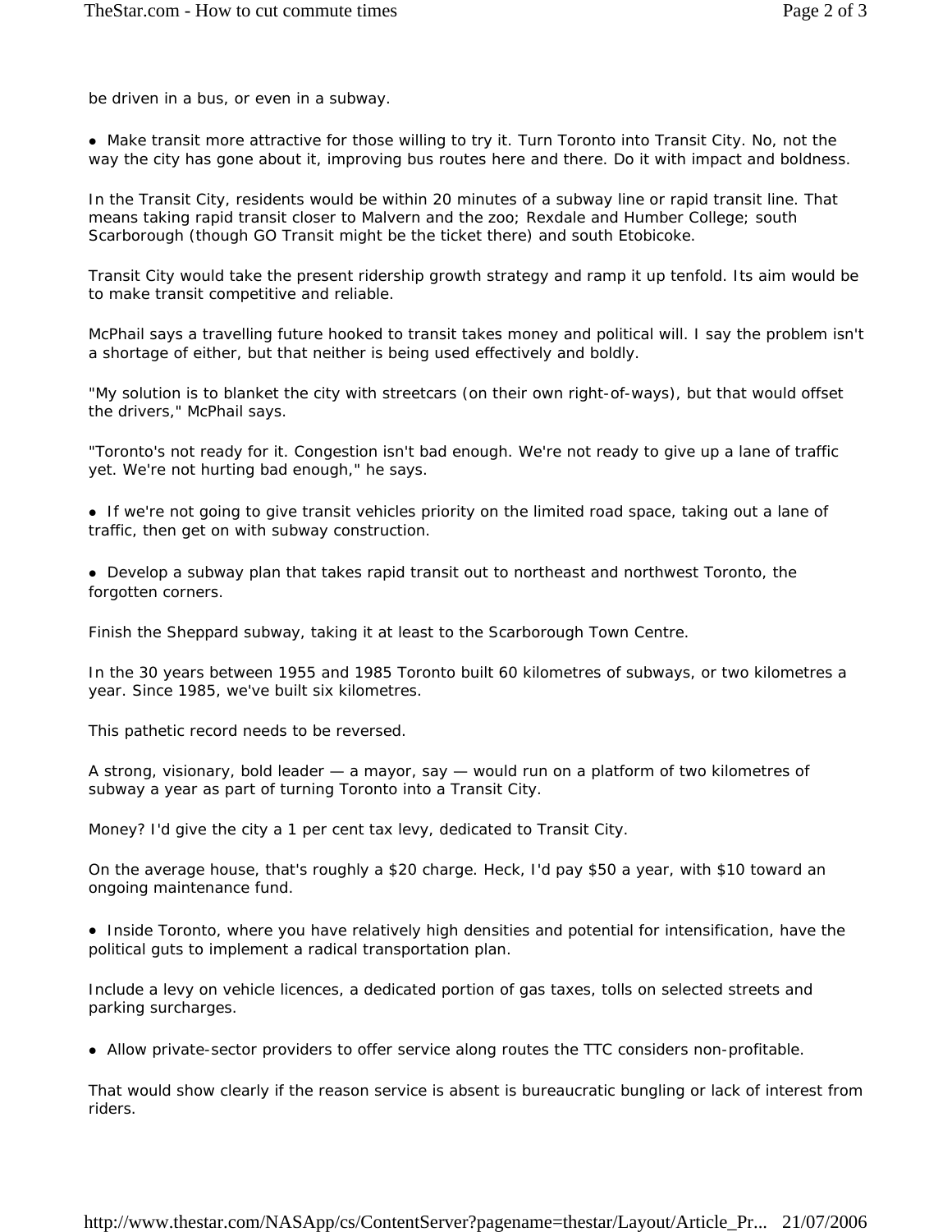be driven in a bus, or even in a subway.

- Make transit more attractive for those willing to try it. Turn Toronto into Transit City. No, not the way the city has gone about it, improving bus routes here and there. Do it with impact and boldness.

In the Transit City, residents would be within 20 minutes of a subway line or rapid transit line. That means taking rapid transit closer to Malvern and the zoo; Rexdale and Humber College; south Scarborough (though GO Transit might be the ticket there) and south Etobicoke.

Transit City would take the present ridership growth strategy and ramp it up tenfold. Its aim would be to make transit competitive and reliable.

McPhail says a travelling future hooked to transit takes money and political will. I say the problem isn't a shortage of either, but that neither is being used effectively and boldly.

"My solution is to blanket the city with streetcars (on their own right-of-ways), but that would offset the drivers," McPhail says.

"Toronto's not ready for it. Congestion isn't bad enough. We're not ready to give up a lane of traffic yet. We're not hurting bad enough," he says.

- If we're not going to give transit vehicles priority on the limited road space, taking out a lane of traffic, then get on with subway construction.

- Develop a subway plan that takes rapid transit out to northeast and northwest Toronto, the forgotten corners.

Finish the Sheppard subway, taking it at least to the Scarborough Town Centre.

In the 30 years between 1955 and 1985 Toronto built 60 kilometres of subways, or two kilometres a year. Since 1985, we've built six kilometres.

This pathetic record needs to be reversed.

A strong, visionary, bold leader — a mayor, say — would run on a platform of two kilometres of subway a year as part of turning Toronto into a Transit City.

Money? I'd give the city a 1 per cent tax levy, dedicated to Transit City.

On the average house, that's roughly a $20 charge. Heck, I'd pay $50 a year, with $10 toward an ongoing maintenance fund.

- Inside Toronto, where you have relatively high densities and potential for intensification, have the political guts to implement a radical transportation plan.

Include a levy on vehicle licences, a dedicated portion of gas taxes, tolls on selected streets and parking surcharges.

- Allow private-sector providers to offer service along routes the TTC considers non-profitable.

That would show clearly if the reason service is absent is bureaucratic bungling or lack of interest from riders.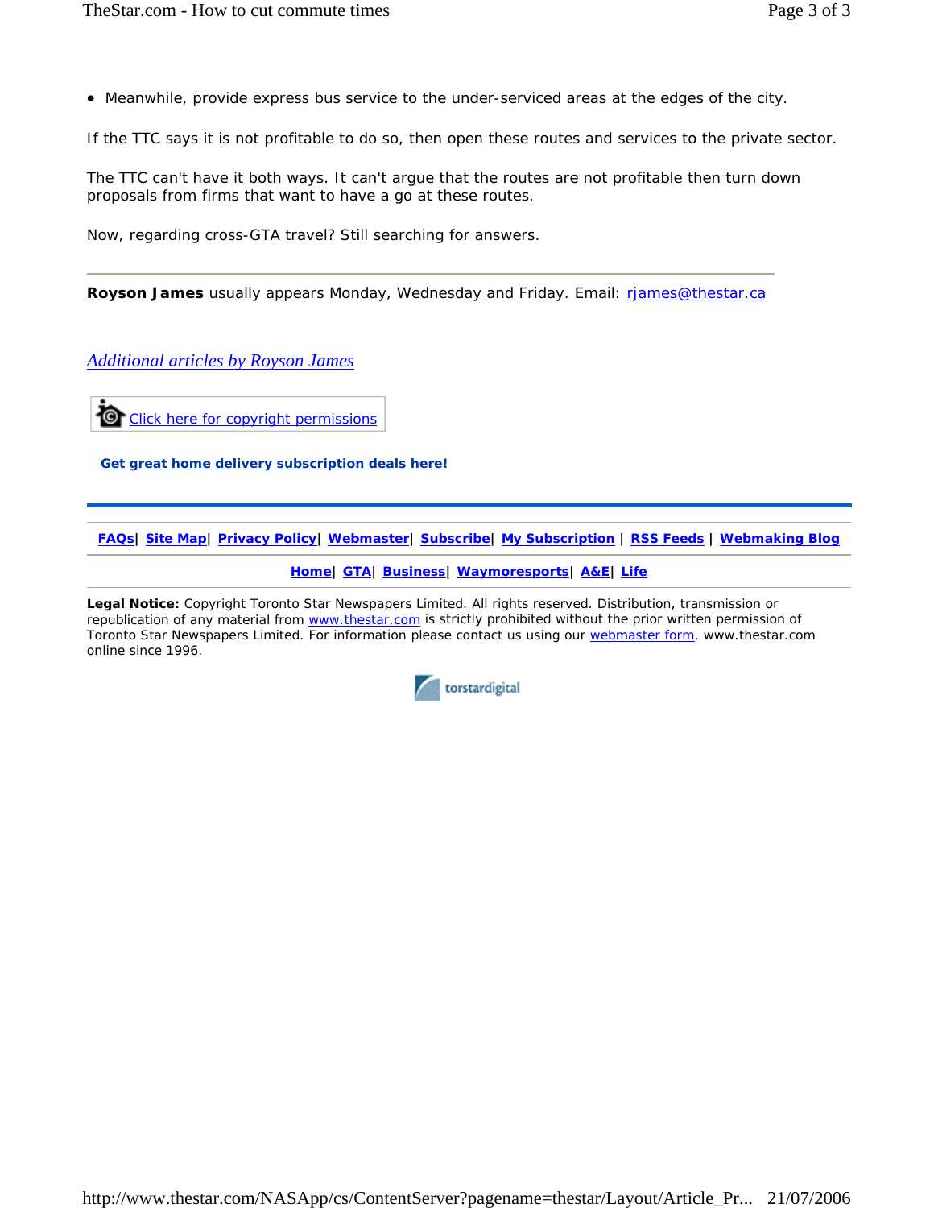- Meanwhile, provide express bus service to the under-serviced areas at the edges of the city.

If the TTC says it is not profitable to do so, then open these routes and services to the private sector.

The TTC can't have it both ways. It can't argue that the routes are not profitable then turn down proposals from firms that want to have a go at these routes.

Now, regarding cross-GTA travel? Still searching for answers.

---

**Royson James** usually appears Monday, Wednesday and Friday. Email: rjames@thestar.ca

*Additional articles by Royson James*

Click here for copyright permissions

**Get great home delivery subscription deals here!**

---

**FAQs**| **Site Map**| **Privacy Policy**| **Webmaster**| **Subscribe**| **My Subscription** | **RSS Feeds** | **Webmaking Blog**

**Home**| **GTA**| **Business**| **Waymoresports**| **A&E**| **Life**

**Legal Notice:** Copyright Toronto Star Newspapers Limited. All rights reserved. Distribution, transmission or republication of any material from www.thestar.com is strictly prohibited without the prior written permission of Toronto Star Newspapers Limited. For information please contact us using our webmaster form. www.thestar.com online since 1996.

torstardigital